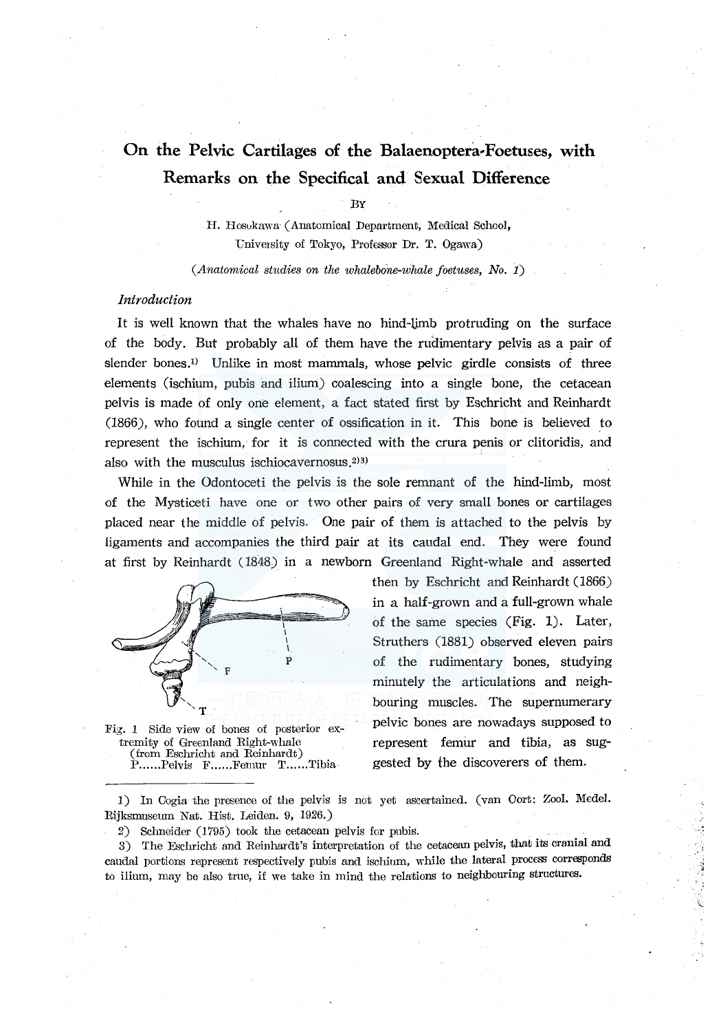# On the Pelvic Cartilages of the Balaenoptera-Foetuses, with Remarks on the Specifical and Sexual Difference

BY

H. Hosokawa (Anatomical Department, Medical School, University of Tokyo, Professor Dr. T. Ogawa)

*(Anatomical studies on the whalebone-whale foetuses, No. 1)*

## *Introduction*

It is well known that the whales have no hind-limb protruding on the surface of the body. But probably all of them have the rudimentary pelvis as a pair of slender bones.[1] Unlike in most mammals, whose pelvic girdle consists of three elements (ischium, pubis and ilium) coalescing into a single bone, the cetacean pelvis is made of only one element, a fact stated first by Eschricht and Reinhardt (1866), who found a single center of ossification in it. This bone is believed to represent the ischium, for it is connected with the crura penis or clitoridis, and also with the musculus ischiocavernosus.[2][3]

While in the Odontoceti the pelvis is the sole remnant of the hind-limb, most of the Mysticeti have one or two other pairs of very small bones or cartilages placed near the middle of pelvis. One pair of them is attached to the pelvis by ligaments and accompanies the third pair at its caudal end. They were found at first by Reinhardt (1848) in a newborn Greenland Right-whale and asserted then by Eschricht and Reinhardt (1866) in a half-grown and a full-grown whale of the same species (Fig. 1). Later, Struthers (1881) observed eleven pairs of the rudimentary bones, studying minutely the articulations and neighbouring muscles. The supernumerary pelvic bones are nowadays supposed to represent femur and tibia, as suggested by the discoverers of them.

Fig. 1 Side view of bones of posterior extremity of Greenland Right-whale (from Eschricht and Reinhardt) P......Pelvis F......Femur T......Tibia

---

1) In Cogia the presence of the pelvis is not yet ascertained. (van Oort: Zool. Medel. Rijksmuseum Nat. Hist. Leiden. 9, 1926.)

2) Schneider (1795) took the cetacean pelvis for pubis.

3) The Eschricht and Reinhardt's interpretation of the cetacean pelvis, that its cranial and caudal portions represent respectively pubis and ischium, while the lateral process corresponds to ilium, may be also true, if we take in mind the relations to neighbouring structures.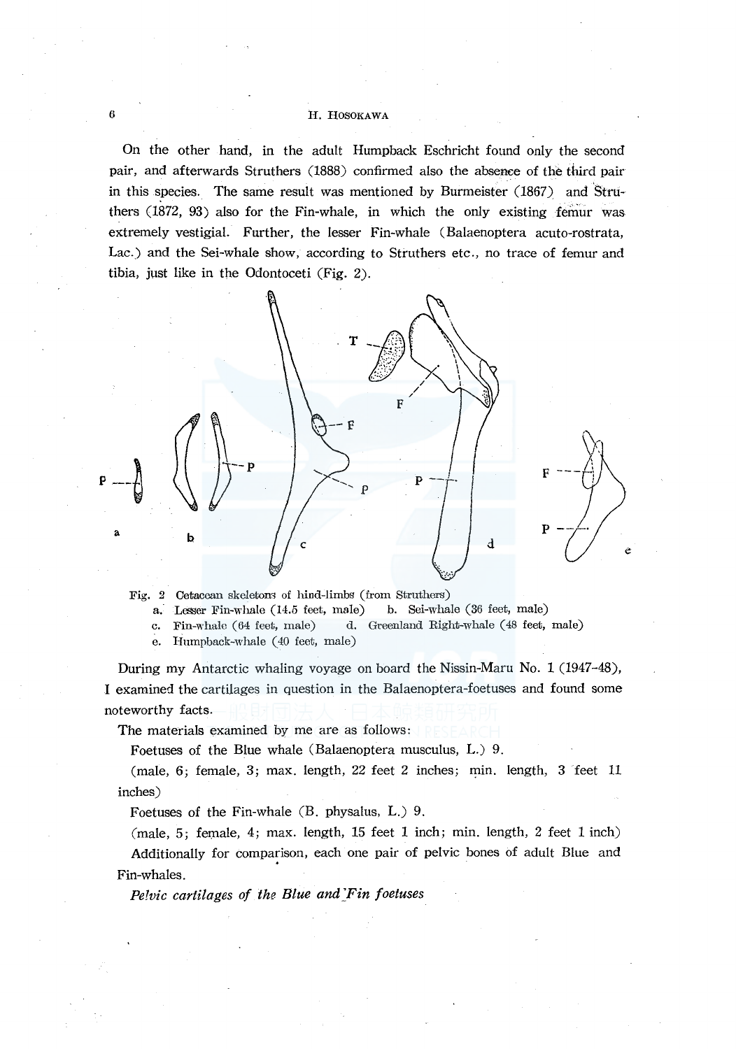On the other hand, in the adult Humpback Eschricht found only the second pair, and afterwards Struthers (1888) confirmed also the absence of the third pair in this species. The same result was mentioned by Burmeister (1867) and Struthers (1872, 93) also for the Fin-whale, in which the only existing femur was extremely vestigial. Further, the lesser Fin-whale (Balaenoptera acuto-rostrata, Lac.) and the Sei-whale show, according to Struthers etc., no trace of femur and tibia, just like in the Odontoceti (Fig. 2).

Fig. 2 Cetacean skeletons of hind-limbs (from Struthers)
a. Lesser Fin-whale (14.5 feet, male) b. Sei-whale (36 feet, male)
c. Fin-whale (64 feet, male) d. Greenland Right-whale (48 feet, male)
e. Humpback-whale (40 feet, male)

During my Antarctic whaling voyage on board the Nissin-Maru No. 1 (1947–48), I examined the cartilages in question in the Balaenoptera-foetuses and found some noteworthy facts.

The materials examined by me are as follows:

Foetuses of the Blue whale (Balaenoptera musculus, L.) 9.

(male, 6; female, 3; max. length, 22 feet 2 inches; min. length, 3 feet 11 inches)

Foetuses of the Fin-whale (B. physalus, L.) 9.

(male, 5; female, 4; max. length, 15 feet 1 inch; min. length, 2 feet 1 inch)

Additionally for comparison, each one pair of pelvic bones of adult Blue and Fin-whales.

*Pelvic cartilages of the Blue and Fin foetuses*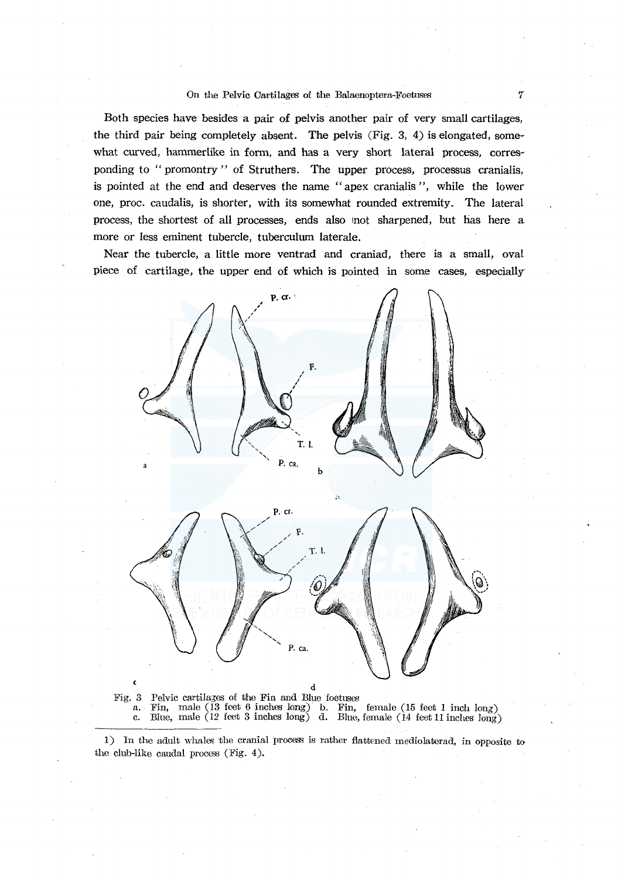Both species have besides a pair of pelvis another pair of very small cartilages, the third pair being completely absent. The pelvis (Fig. 3, 4) is elongated, somewhat curved, hammerlike in form, and has a very short lateral process, corresponding to "promontry" of Struthers. The upper process, processus cranialis, is pointed at the end and deserves the name "apex cranialis", while the lower one, proc. caudalis, is shorter, with its somewhat rounded extremity. The lateral process, the shortest of all processes, ends also not sharpened, but has here a more or less eminent tubercle, tuberculum laterale.

Near the tubercle, a little more ventrad and craniad, there is a small, oval piece of cartilage, the upper end of which is pointed in some cases, especially

Fig. 3 Pelvic cartilages of the Fin and Blue foetuses
a. Fin, male (13 feet 6 inches long) b. Fin, female (15 feet 1 inch long)
c. Blue, male (12 feet 3 inches long) d. Blue, female (14 feet 11 inches long)

1) In the adult whales the cranial process is rather flattened mediolaterad, in opposite to the club-like caudal process (Fig. 4).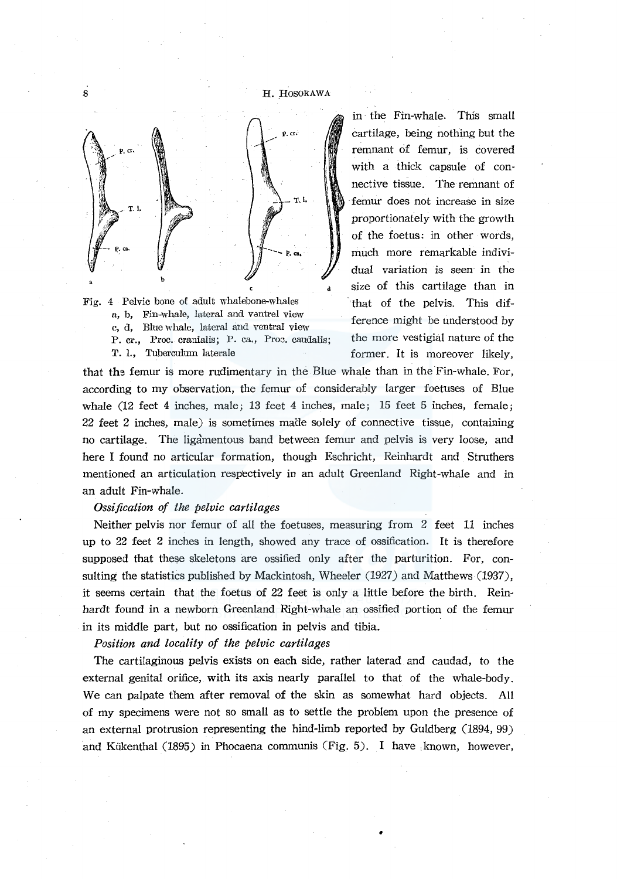in the Fin-whale. This small cartilage, being nothing but the remnant of femur, is covered with a thick capsule of connective tissue. The remnant of femur does not increase in size proportionately with the growth of the foetus: in other words, much more remarkable individual variation is seen in the size of this cartilage than in that of the pelvis. This difference might be understood by the more vestigial nature of the former. It is moreover likely, that the femur is more rudimentary in the Blue whale than in the Fin-whale. For, according to my observation, the femur of considerably larger foetuses of Blue whale (12 feet 4 inches, male; 13 feet 4 inches, male; 15 feet 5 inches, female; 22 feet 2 inches, male) is sometimes made solely of connective tissue, containing no cartilage. The ligamentous band between femur and pelvis is very loose, and here I found no articular formation, though Eschricht, Reinhardt and Struthers mentioned an articulation respectively in an adult Greenland Right-whale and in an adult Fin-whale.

Fig. 4 Pelvic bone of adult whalebone-whales
a, b, Fin-whale, lateral and ventrel view
c, d, Blue whale, lateral and ventral view
P. cr., Proc. cranialis; P. ca., Proc. caudalis;
T. l., Tuberculum laterale

*Ossification of the pelvic cartilages*

Neither pelvis nor femur of all the foetuses, measuring from 2 feet 11 inches up to 22 feet 2 inches in length, showed any trace of ossification. It is therefore supposed that these skeletons are ossified only after the parturition. For, consulting the statistics published by Mackintosh, Wheeler (1927) and Matthews (1937), it seems certain that the foetus of 22 feet is only a little before the birth. Reinhardt found in a newborn Greenland Right-whale an ossified portion of the femur in its middle part, but no ossification in pelvis and tibia.

*Position and locality of the pelvic cartilages*

The cartilaginous pelvis exists on each side, rather laterad and caudad, to the external genital orifice, with its axis nearly parallel to that of the whale-body. We can palpate them after removal of the skin as somewhat hard objects. All of my specimens were not so small as to settle the problem upon the presence of an external protrusion representing the hind-limb reported by Guldberg (1894, 99) and Kükenthal (1895) in Phocaena communis (Fig. 5). I have known, however,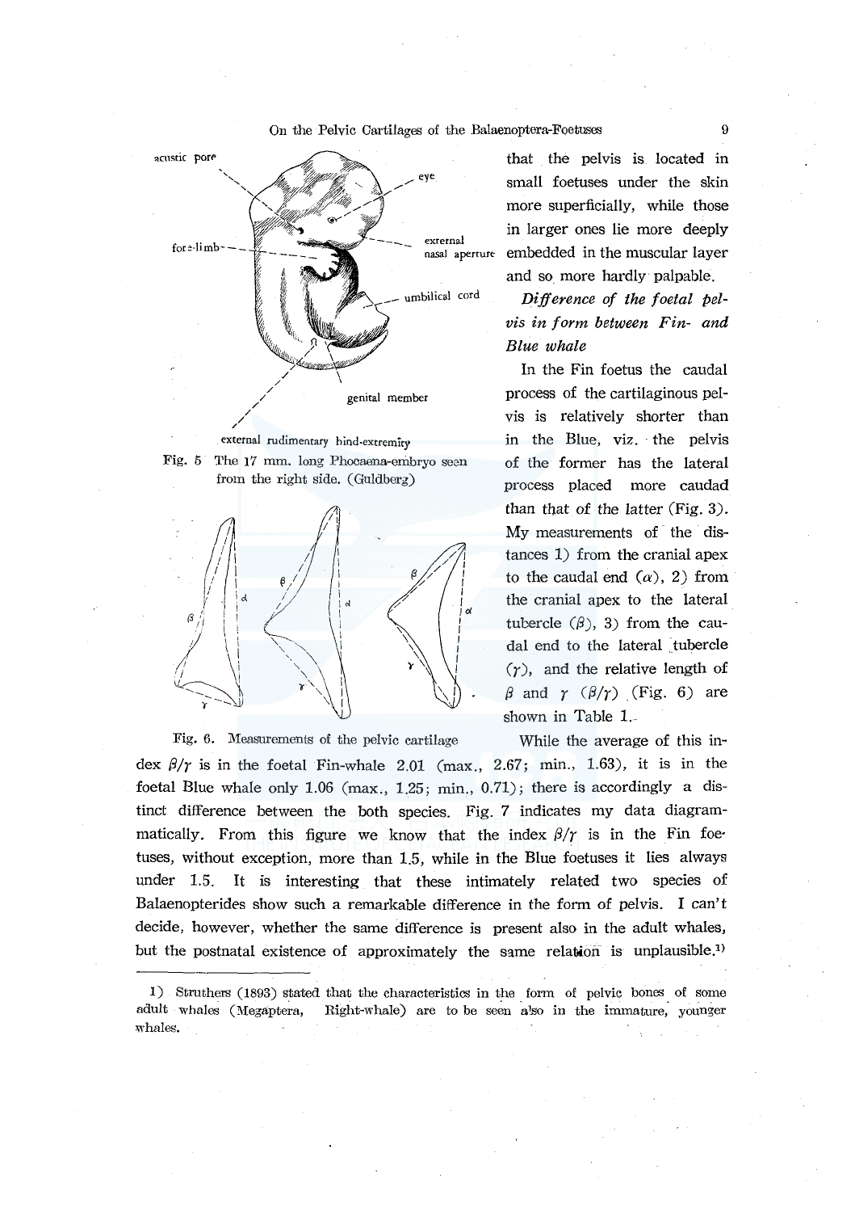acustic pore

eye

fore-limb

external nasal aperture

umbilical cord

genital member

external rudimentary hind-extremity

Fig. 5 The 17 mm. long Phocaena-embryo seen from the right side. (Guldberg)

Fig. 6. Measurements of the pelvic cartilage

that the pelvis is located in small foetuses under the skin more superficially, while those in larger ones lie more deeply embedded in the muscular layer and so more hardly palpable.

*Difference of the foetal pelvis in form between Fin- and Blue whale*

In the Fin foetus the caudal process of the cartilaginous pelvis is relatively shorter than in the Blue, viz. the pelvis of the former has the lateral process placed more caudad than that of the latter (Fig. 3). My measurements of the distances 1) from the cranial apex to the caudal end ($\alpha$), 2) from the cranial apex to the lateral tubercle ($\beta$), 3) from the caudal end to the lateral tubercle ($\gamma$), and the relative length of $\beta$ and $\gamma$ ($\beta/\gamma$) (Fig. 6) are shown in Table 1.

While the average of this index $\beta/\gamma$ is in the foetal Fin-whale 2.01 (max., 2.67; min., 1.63), it is in the foetal Blue whale only 1.06 (max., 1.25; min., 0.71); there is accordingly a distinct difference between the both species. Fig. 7 indicates my data diagrammatically. From this figure we know that the index $\beta/\gamma$ is in the Fin foetuses, without exception, more than 1.5, while in the Blue foetuses it lies always under 1.5. It is interesting that these intimately related two species of Balaenopterides show such a remarkable difference in the form of pelvis. I can't decide, however, whether the same difference is present also in the adult whales, but the postnatal existence of approximately the same relation is unplausible.[1]

[1] Struthers (1893) stated that the characteristics in the form of pelvic bones of some adult whales (Megaptera, Right-whale) are to be seen also in the immature, younger whales.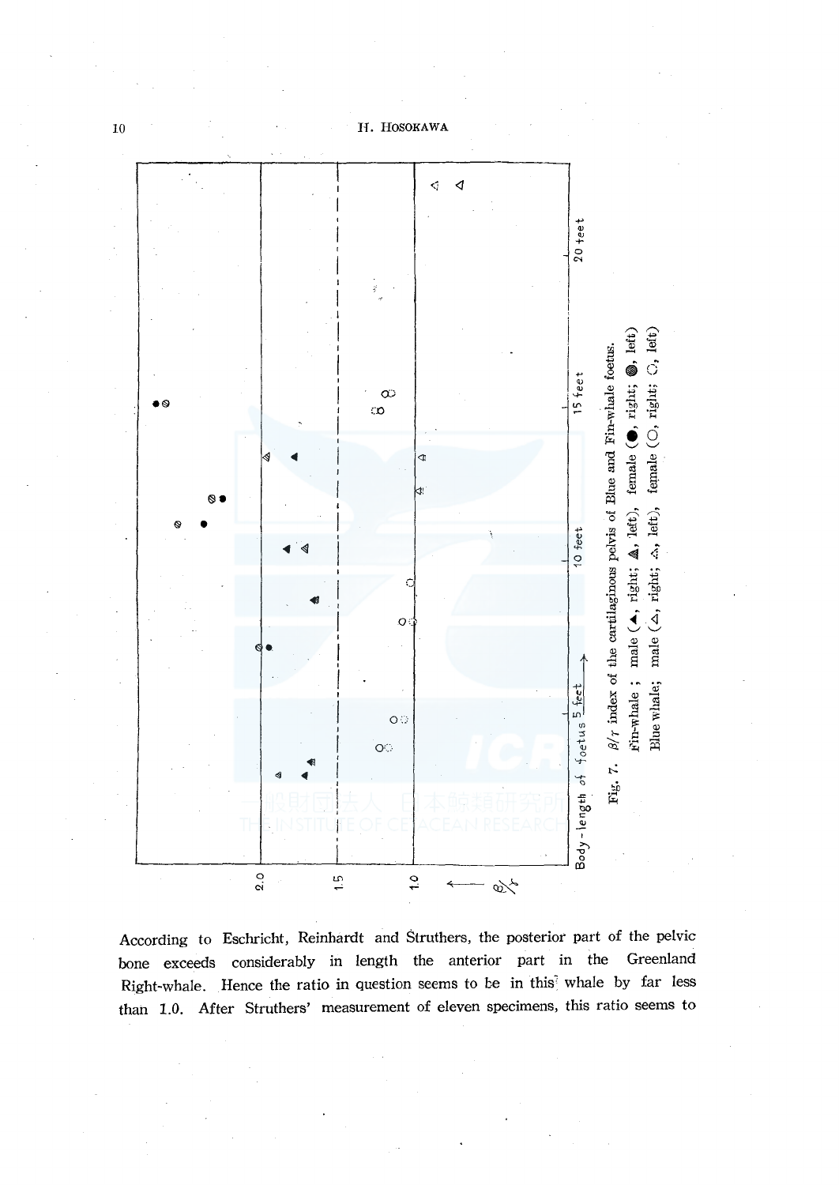Fig. 7. $\beta/\gamma$ index of the cartilaginous pelvis of Blue and Fin-whale foetus.

Fin-whale ; male (▲, right; ◭, left), female (●, right; ◍, left)

Blue whale; male (△, right; ◬, left), female (○, right; ◌, left)

According to Eschricht, Reinhardt and Struthers, the posterior part of the pelvic bone exceeds considerably in length the anterior part in the Greenland Right-whale. Hence the ratio in question seems to be in this whale by far less than 1.0. After Struthers' measurement of eleven specimens, this ratio seems to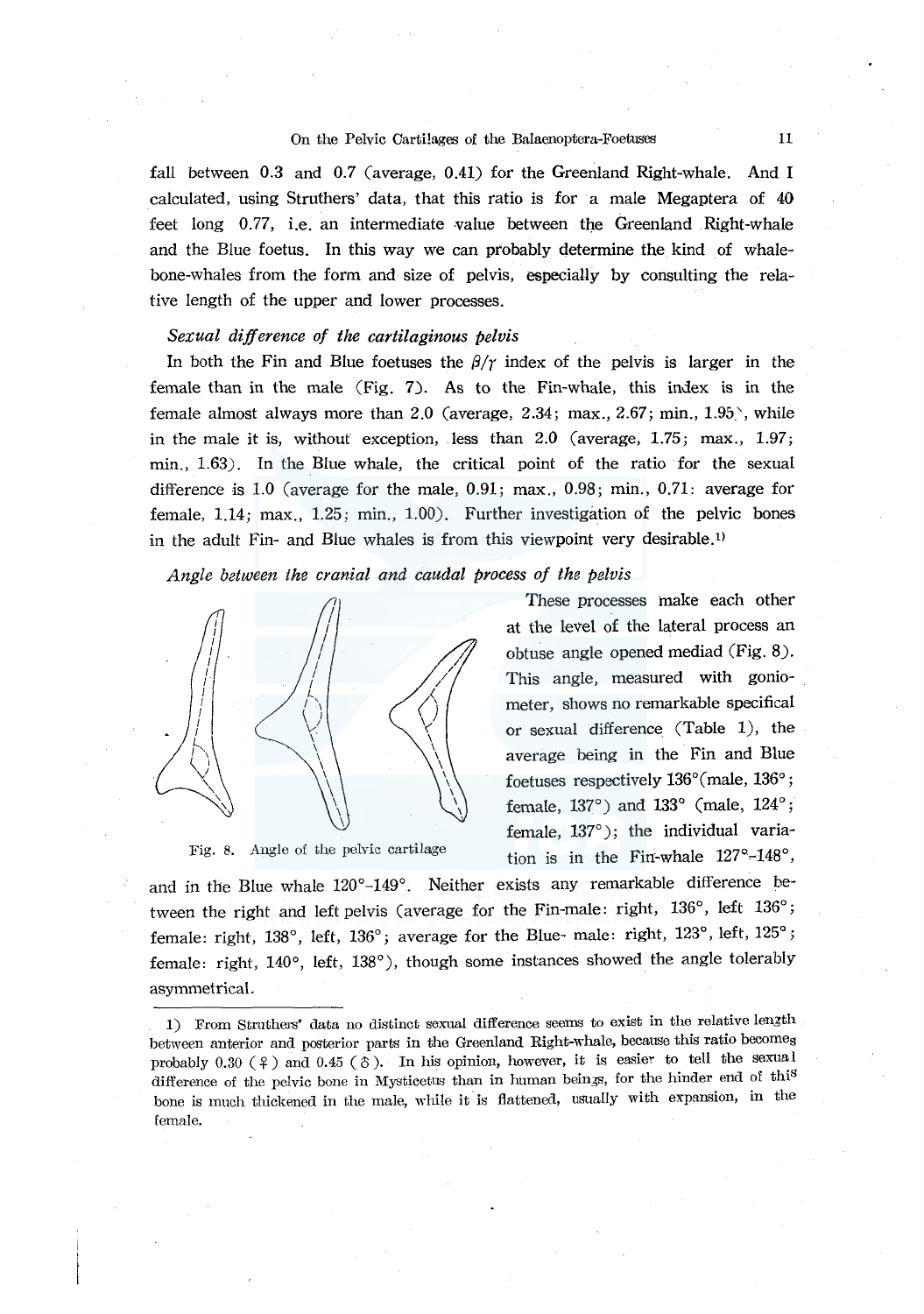fall between 0.3 and 0.7 (average, 0.41) for the Greenland Right-whale. And I calculated, using Struthers' data, that this ratio is for a male Megaptera of 40 feet long 0.77, i.e. an intermediate value between the Greenland Right-whale and the Blue foetus. In this way we can probably determine the kind of whalebone-whales from the form and size of pelvis, especially by consulting the relative length of the upper and lower processes.

*Sexual difference of the cartilaginous pelvis*

In both the Fin and Blue foetuses the $\beta/\gamma$ index of the pelvis is larger in the female than in the male (Fig. 7). As to the Fin-whale, this index is in the female almost always more than 2.0 (average, 2.34; max., 2.67; min., 1.95), while in the male it is, without exception, less than 2.0 (average, 1.75; max., 1.97; min., 1.63). In the Blue whale, the critical point of the ratio for the sexual difference is 1.0 (average for the male, 0.91; max., 0.98; min., 0.71: average for female, 1.14; max., 1.25; min., 1.00). Further investigation of the pelvic bones in the adult Fin- and Blue whales is from this viewpoint very desirable.[1]

*Angle between the cranial and caudal process of the pelvis*

These processes make each other at the level of the lateral process an obtuse angle opened mediad (Fig. 8). This angle, measured with goniometer, shows no remarkable specifical or sexual difference (Table 1), the average being in the Fin and Blue foetuses respectively 136° (male, 136°; female, 137°) and 133° (male, 124°; female, 137°); the individual variation is in the Fin-whale 127°–148°, and in the Blue whale 120°–149°. Neither exists any remarkable difference between the right and left pelvis (average for the Fin-male: right, 136°, left 136°; female: right, 138°, left, 136°; average for the Blue- male: right, 123°, left, 125°; female: right, 140°, left, 138°), though some instances showed the angle tolerably asymmetrical.

Fig. 8. Angle of the pelvic cartilage

---

1) From Struthers' data no distinct sexual difference seems to exist in the relative length between anterior and posterior parts in the Greenland Right-whale, because this ratio becomes probably 0.30 (♀) and 0.45 (♂). In his opinion, however, it is easier to tell the sexual difference of the pelvic bone in Mysticetus than in human beings, for the hinder end of this bone is much thickened in the male, while it is flattened, usually with expansion, in the female.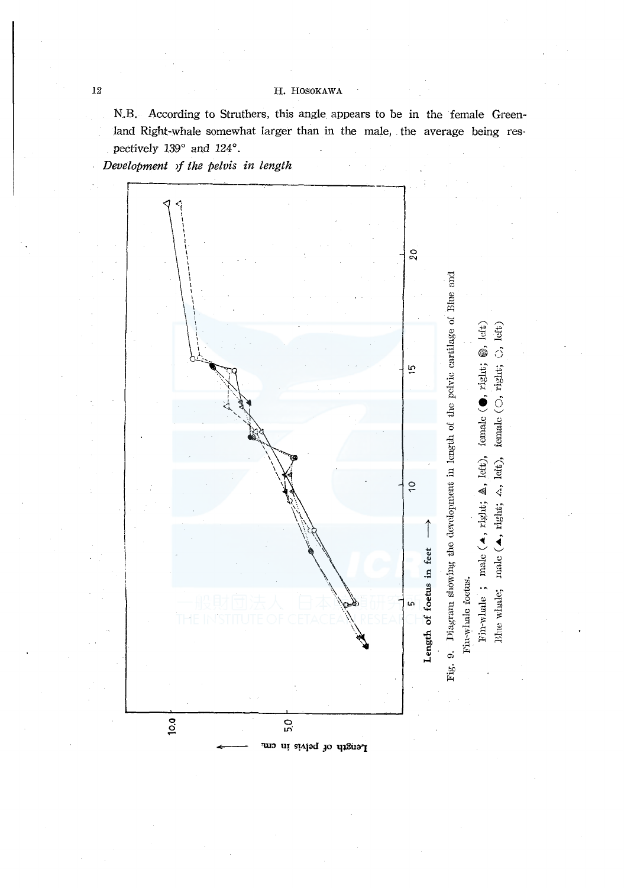N.B. According to Struthers, this angle appears to be in the female Greenland Right-whale somewhat larger than in the male, the average being respectively 139° and 124°.

*Development of the pelvis in length*

Fig. 9. Diagram showing the development in length of the pelvic cartilage of Blue and Fin-whale foetus.

Fin-whale ; male (▲, right; ▲, left), female (●, right; ●, left)

Blue whale; male (▲, right; △, left), female (○, right; ○, left)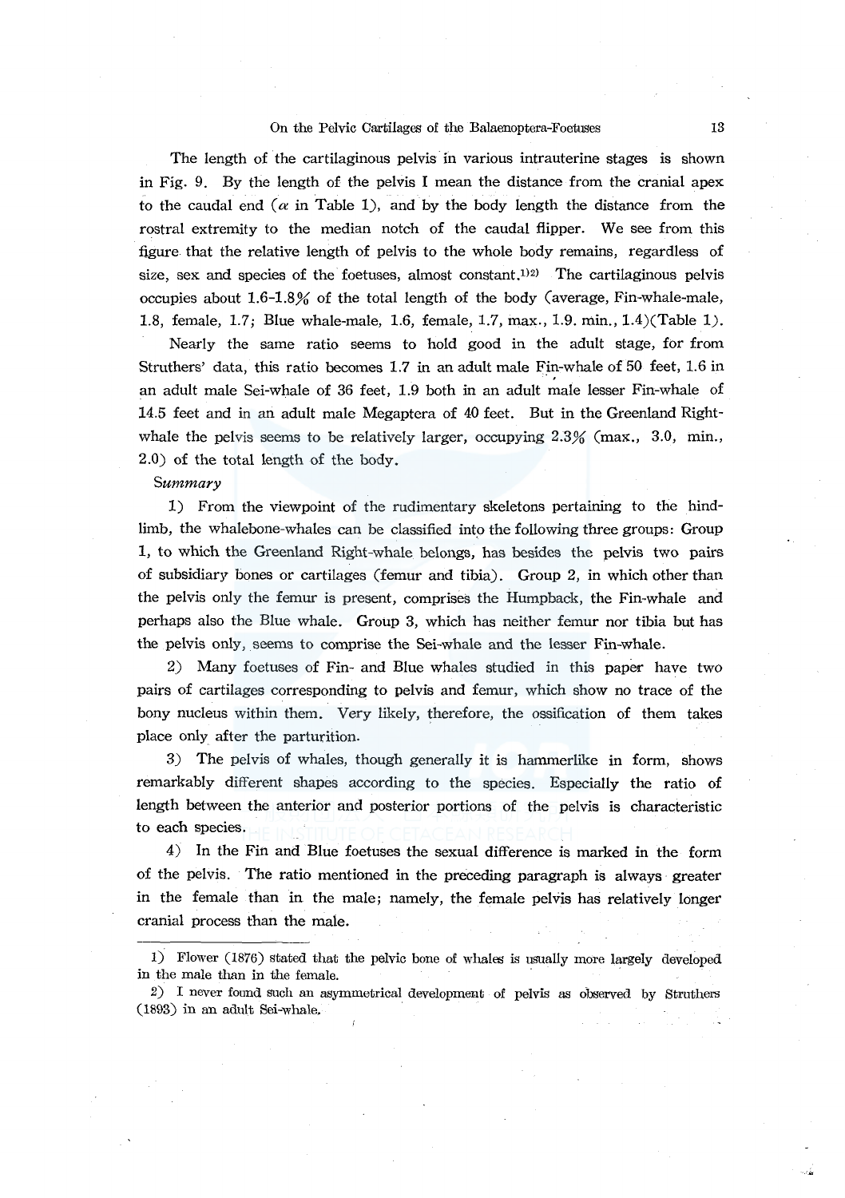The length of the cartilaginous pelvis in various intrauterine stages is shown in Fig. 9. By the length of the pelvis I mean the distance from the cranial apex to the caudal end ($\alpha$ in Table 1), and by the body length the distance from the rostral extremity to the median notch of the caudal flipper. We see from this figure that the relative length of pelvis to the whole body remains, regardless of size, sex and species of the foetuses, almost constant.[1)2)] The cartilaginous pelvis occupies about 1.6-1.8% of the total length of the body (average, Fin-whale-male, 1.8, female, 1.7; Blue whale-male, 1.6, female, 1.7, max., 1.9. min., 1.4)(Table 1).

Nearly the same ratio seems to hold good in the adult stage, for from Struthers' data, this ratio becomes 1.7 in an adult male Fin-whale of 50 feet, 1.6 in an adult male Sei-whale of 36 feet, 1.9 both in an adult male lesser Fin-whale of 14.5 feet and in an adult male Megaptera of 40 feet. But in the Greenland Right-whale the pelvis seems to be relatively larger, occupying 2.3% (max., 3.0, min., 2.0) of the total length of the body.

*Summary*

1) From the viewpoint of the rudimentary skeletons pertaining to the hind-limb, the whalebone-whales can be classified into the following three groups: Group 1, to which the Greenland Right-whale belongs, has besides the pelvis two pairs of subsidiary bones or cartilages (femur and tibia). Group 2, in which other than the pelvis only the femur is present, comprises the Humpback, the Fin-whale and perhaps also the Blue whale. Group 3, which has neither femur nor tibia but has the pelvis only, seems to comprise the Sei-whale and the lesser Fin-whale.

2) Many foetuses of Fin- and Blue whales studied in this paper have two pairs of cartilages corresponding to pelvis and femur, which show no trace of the bony nucleus within them. Very likely, therefore, the ossification of them takes place only after the parturition.

3) The pelvis of whales, though generally it is hammerlike in form, shows remarkably different shapes according to the species. Especially the ratio of length between the anterior and posterior portions of the pelvis is characteristic to each species.

4) In the Fin and Blue foetuses the sexual difference is marked in the form of the pelvis. The ratio mentioned in the preceding paragraph is always greater in the female than in the male; namely, the female pelvis has relatively longer cranial process than the male.

---

1) Flower (1876) stated that the pelvic bone of whales is usually more largely developed in the male than in the female.

2) I never found such an asymmetrical development of pelvis as observed by Struthers (1893) in an adult Sei-whale.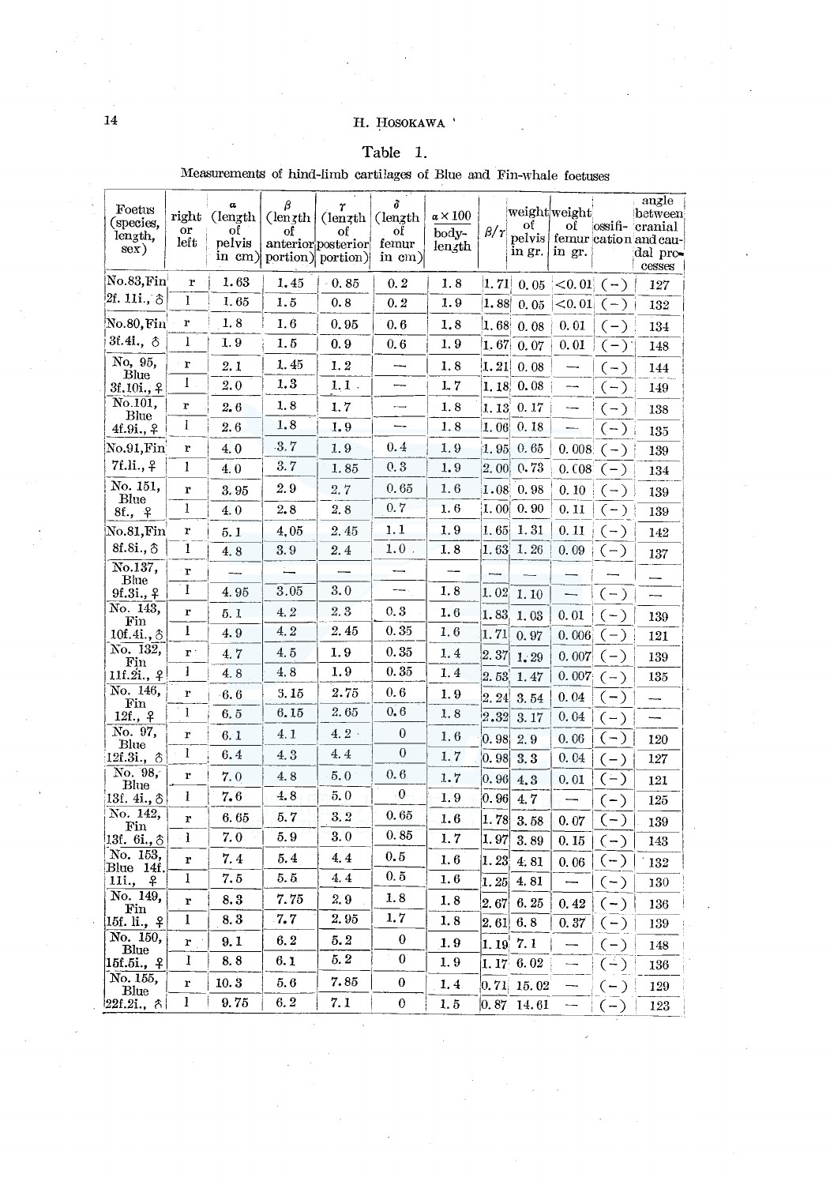Table 1.

Measurements of hind-limb cartilages of Blue and Fin-whale foetuses

| Foetus (species, length, sex) | right or left | $\alpha$ (length of pelvis in cm) | $\beta$ (length of anterior portion) | $\gamma$ (length of posterior portion) | $\delta$ (length of femur in cm) | $\alpha \times 100$ / body-length | $\beta/\gamma$ | weight of pelvis in gr. | weight of femur in gr. | ossification | angle between cranial and caudal processes |
|---|---|---|---|---|---|---|---|---|---|---|---|
| No.83, Fin 2f. 11i., ♂ | r | 1.63 | 1.45 | 0.85 | 0.2 | 1.8 | 1.71 | 0.05 | <0.01 | (−) | 127 |
| | l | 1.65 | 1.5 | 0.8 | 0.2 | 1.9 | 1.88 | 0.05 | <0.01 | (−) | 132 |
| No.80, Fin 3f.4i., ♂ | r | 1.8 | 1.6 | 0.95 | 0.6 | 1.8 | 1.68 | 0.08 | 0.01 | (−) | 134 |
| | l | 1.9 | 1.5 | 0.9 | 0.6 | 1.9 | 1.67 | 0.07 | 0.01 | (−) | 148 |
| No, 95, Blue 3f.10i., ♀ | r | 2.1 | 1.45 | 1.2 | — | 1.8 | 1.21 | 0.08 | — | (−) | 144 |
| | l | 2.0 | 1.3 | 1.1 | — | 1.7 | 1.18 | 0.08 | — | (−) | 149 |
| No.101, Blue 4f.9i., ♀ | r | 2.6 | 1.8 | 1.7 | — | 1.8 | 1.13 | 0.17 | — | (−) | 138 |
| | l | 2.6 | 1.8 | 1.9 | — | 1.8 | 1.06 | 0.18 | — | (−) | 135 |
| No.91, Fin 7f.1i., ♀ | r | 4.0 | 3.7 | 1.9 | 0.4 | 1.9 | 1.95 | 0.65 | 0.008 | (−) | 139 |
| | l | 4.0 | 3.7 | 1.85 | 0.3 | 1.9 | 2.00 | 0.73 | 0.008 | (−) | 134 |
| No. 151, Blue 8f., ♀ | r | 3.95 | 2.9 | 2.7 | 0.65 | 1.6 | 1.08 | 0.98 | 0.10 | (−) | 139 |
| | l | 4.0 | 2.8 | 2.8 | 0.7 | 1.6 | 1.00 | 0.90 | 0.11 | (−) | 139 |
| No.81, Fin 8f.8i., ♂ | r | 5.1 | 4.05 | 2.45 | 1.1 | 1.9 | 1.65 | 1.31 | 0.11 | (−) | 142 |
| | l | 4.8 | 3.9 | 2.4 | 1.0 | 1.8 | 1.63 | 1.26 | 0.09 | (−) | 137 |
| No.137, Blue 9f.3i., ♀ | r | — | — | — | — | — | — | — | — | — | — |
| | l | 4.95 | 3.05 | 3.0 | — | 1.8 | 1.02 | 1.10 | — | (−) | — |
| No. 143, Fin 10f.4i., ♂ | r | 5.1 | 4.2 | 2.3 | 0.3 | 1.6 | 1.83 | 1.03 | 0.01 | (−) | 139 |
| | l | 4.9 | 4.2 | 2.45 | 0.35 | 1.6 | 1.71 | 0.97 | 0.006 | (−) | 121 |
| No. 132, Fin 11f.2i., ♀ | r | 4.7 | 4.5 | 1.9 | 0.35 | 1.4 | 2.37 | 1.29 | 0.007 | (−) | 139 |
| | l | 4.8 | 4.8 | 1.9 | 0.35 | 1.4 | 2.53 | 1.47 | 0.007 | (−) | 135 |
| No. 146, Fin 12f., ♀ | r | 6.6 | 3.15 | 2.75 | 0.6 | 1.9 | 2.24 | 3.54 | 0.04 | (−) | — |
| | l | 6.5 | 6.15 | 2.65 | 0.6 | 1.8 | 2.32 | 3.17 | 0.04 | (−) | — |
| No. 97, Blue 12f.3i., ♂ | r | 6.1 | 4.1 | 4.2 | 0 | 1.6 | 0.98 | 2.9 | 0.06 | (−) | 120 |
| | l | 6.4 | 4.3 | 4.4 | 0 | 1.7 | 0.98 | 3.3 | 0.04 | (−) | 127 |
| No. 98, Blue 13f. 4i., ♂ | r | 7.0 | 4.8 | 5.0 | 0.6 | 1.7 | 0.96 | 4.3 | 0.01 | (−) | 121 |
| | l | 7.6 | 4.8 | 5.0 | 0 | 1.9 | 0.96 | 4.7 | — | (−) | 125 |
| No. 142, Fin 13f. 6i., ♂ | r | 6.65 | 5.7 | 3.2 | 0.65 | 1.6 | 1.78 | 3.58 | 0.07 | (−) | 139 |
| | l | 7.0 | 5.9 | 3.0 | 0.85 | 1.7 | 1.97 | 3.89 | 0.15 | (−) | 143 |
| No. 153, Blue 14f. 11i., ♀ | r | 7.4 | 5.4 | 4.4 | 0.5 | 1.6 | 1.23 | 4.81 | 0.06 | (−) | 132 |
| | l | 7.5 | 5.5 | 4.4 | 0.5 | 1.6 | 1.25 | 4.81 | — | (−) | 130 |
| No. 149, Fin 15f. 1i., ♀ | r | 8.3 | 7.75 | 2.9 | 1.8 | 1.8 | 2.67 | 6.25 | 0.42 | (−) | 136 |
| | l | 8.3 | 7.7 | 2.95 | 1.7 | 1.8 | 2.61 | 6.8 | 0.37 | (−) | 139 |
| No. 150, Blue 15f.5i., ♀ | r | 9.1 | 6.2 | 5.2 | 0 | 1.9 | 1.19 | 7.1 | — | (−) | 148 |
| | l | 8.8 | 6.1 | 5.2 | 0 | 1.9 | 1.17 | 6.02 | — | (−) | 136 |
| No. 155, Blue 22f.2i., ♂ | r | 10.3 | 5.6 | 7.85 | 0 | 1.4 | 0.71 | 15.02 | — | (−) | 129 |
| | l | 9.75 | 6.2 | 7.1 | 0 | 1.5 | 0.87 | 14.61 | — | (−) | 123 |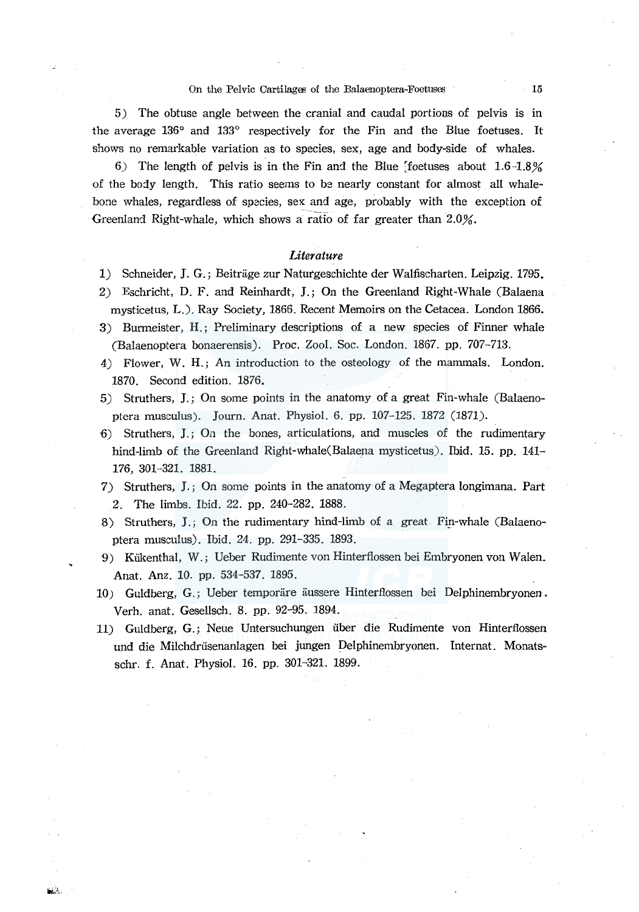5) The obtuse angle between the cranial and caudal portions of pelvis is in the average 136° and 133° respectively for the Fin and the Blue foetuses. It shows no remarkable variation as to species, sex, age and body-side of whales.

6) The length of pelvis is in the Fin and the Blue foetuses about 1.6–1.8% of the body length. This ratio seems to be nearly constant for almost all whale-bone whales, regardless of species, sex and age, probably with the exception of Greenland Right-whale, which shows a ratio of far greater than 2.0%.

### *Literature*

1) Schneider, J. G.; Beiträge zur Naturgeschichte der Walfischarten. Leipzig. 1795.
2) Eschricht, D. F. and Reinhardt, J.; On the Greenland Right-Whale (Balaena mysticetus, L.). Ray Society, 1866. Recent Memoirs on the Cetacea. London 1866.
3) Burmeister, H.; Preliminary descriptions of a new species of Finner whale (Balaenoptera bonaerensis). Proc. Zool. Soc. London. 1867. pp. 707–713.
4) Flower, W. H.; An introduction to the osteology of the mammals. London. 1870. Second edition. 1876.
5) Struthers, J.; On some points in the anatomy of a great Fin-whale (Balaenoptera musculus). Journ. Anat. Physiol. 6. pp. 107–125. 1872 (1871).
6) Struthers, J.; On the bones, articulations, and muscles of the rudimentary hind-limb of the Greenland Right-whale(Balaena mysticetus). Ibid. 15. pp. 141–176, 301–321. 1881.
7) Struthers, J.; On some points in the anatomy of a Megaptera longimana. Part 2. The limbs. Ibid. 22. pp. 240–282. 1888.
8) Struthers, J.; On the rudimentary hind-limb of a great Fin-whale (Balaenoptera musculus). Ibid. 24. pp. 291–335. 1893.
9) Kükenthal, W.; Ueber Rudimente von Hinterflossen bei Embryonen von Walen. Anat. Anz. 10. pp. 534–537. 1895.
10) Guldberg, G.; Ueber temporäre äussere Hinterflossen bei Delphinembryonen. Verh. anat. Gesellsch. 8. pp. 92–95. 1894.
11) Guldberg, G.; Neue Untersuchungen über die Rudimente von Hinterflossen und die Milchdrüsenanlagen bei jungen Delphinembryonen. Internat. Monatsschr. f. Anat. Physiol. 16. pp. 301–321. 1899.